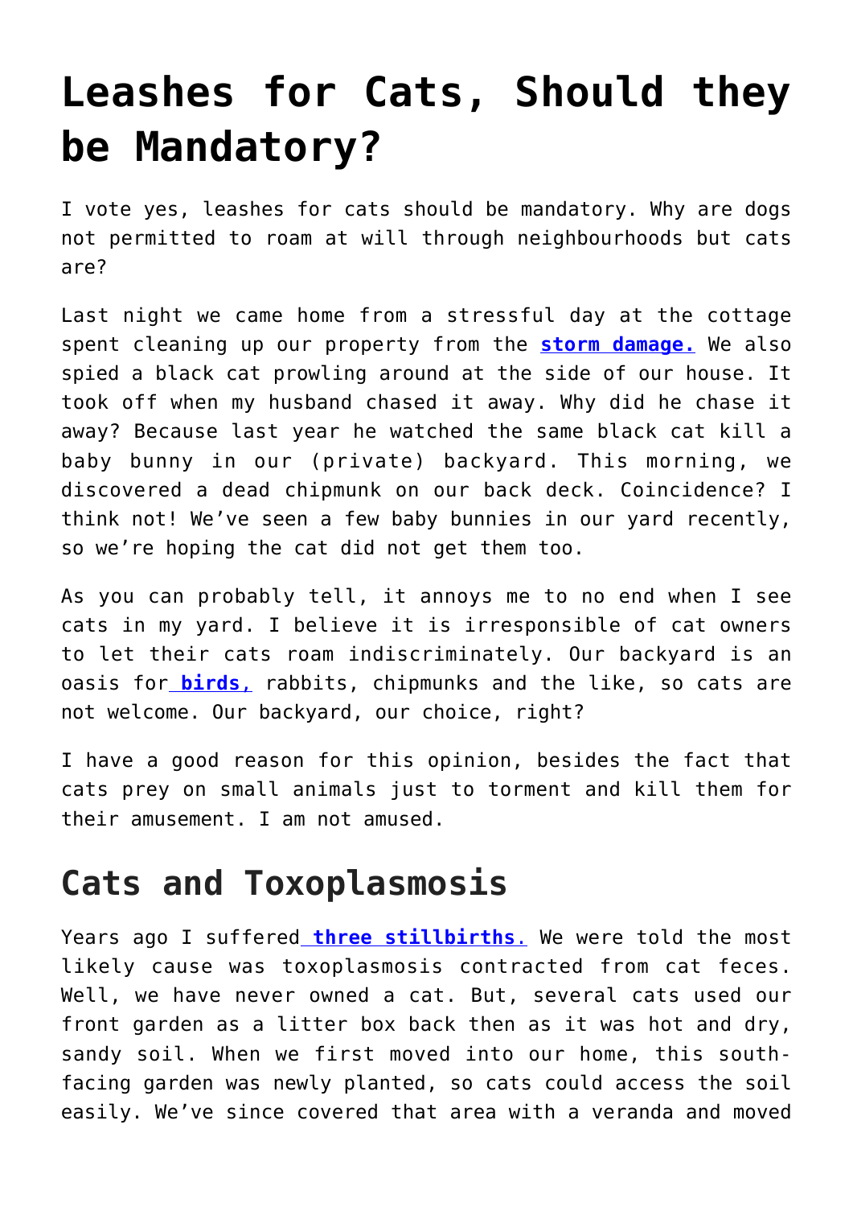# Leashes for Cats, Should they be Mandatory?

I vote yes, leashes for cats should be mandatory. Why are dogs not permitted to roam at will through neighbourhoods but cats are?

Last night we came home from a stressful day at the cottage spent cleaning up our property from the **storm damage.** We also spied a black cat prowling around at the side of our house. It took off when my husband chased it away. Why did he chase it away? Because last year he watched the same black cat kill a baby bunny in our (private) backyard. This morning, we discovered a dead chipmunk on our back deck. Coincidence? I think not! We've seen a few baby bunnies in our yard recently, so we're hoping the cat did not get them too.

As you can probably tell, it annoys me to no end when I see cats in my yard. I believe it is irresponsible of cat owners to let their cats roam indiscriminately. Our backyard is an oasis for **birds,** rabbits, chipmunks and the like, so cats are not welcome. Our backyard, our choice, right?

I have a good reason for this opinion, besides the fact that cats prey on small animals just to torment and kill them for their amusement. I am not amused.

## Cats and Toxoplasmosis

Years ago I suffered **three stillbirths.** We were told the most likely cause was toxoplasmosis contracted from cat feces. Well, we have never owned a cat. But, several cats used our front garden as a litter box back then as it was hot and dry, sandy soil. When we first moved into our home, this south-facing garden was newly planted, so cats could access the soil easily. We've since covered that area with a veranda and moved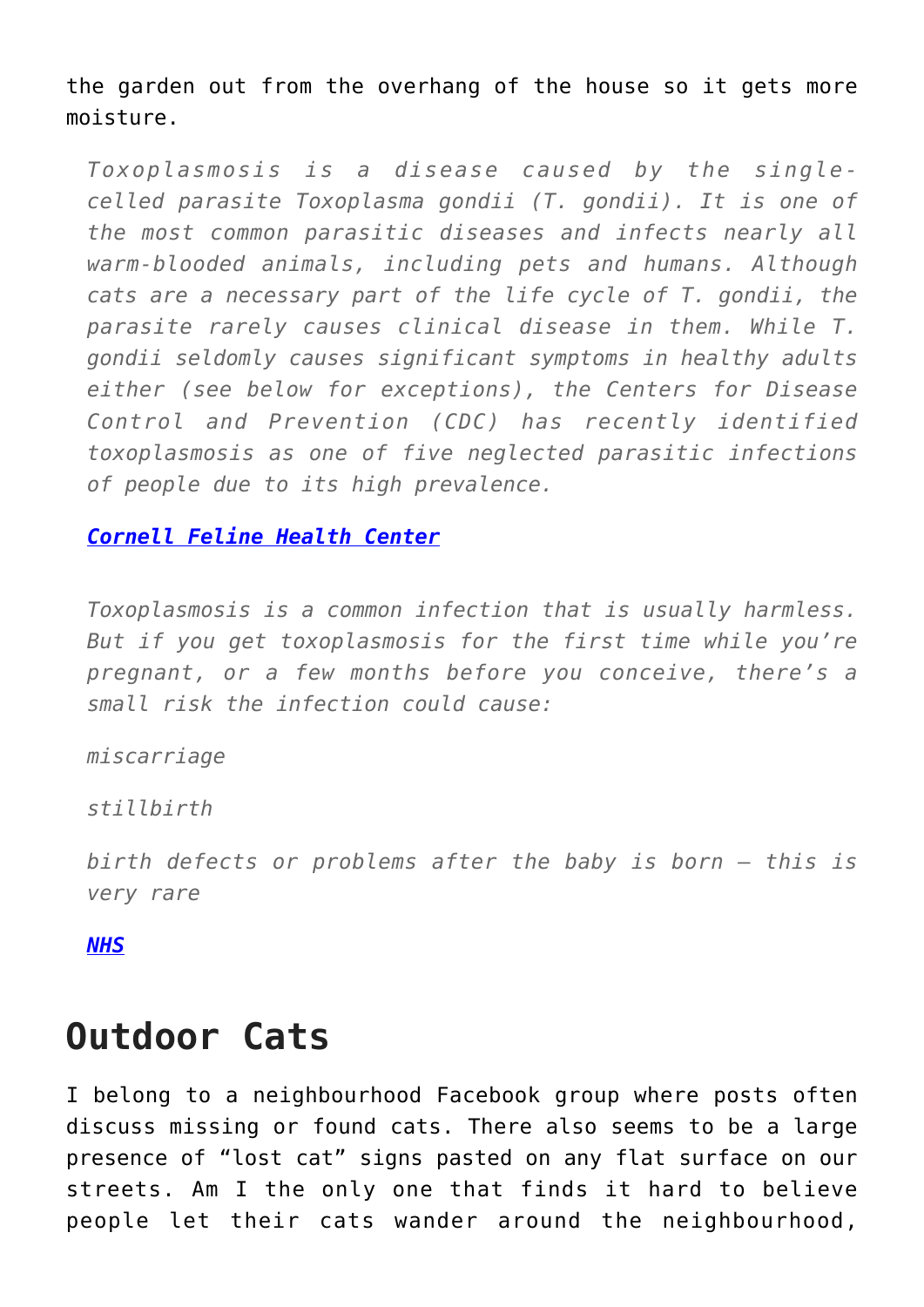the garden out from the overhang of the house so it gets more moisture.

> *Toxoplasmosis is a disease caused by the single-celled parasite Toxoplasma gondii (T. gondii). It is one of the most common parasitic diseases and infects nearly all warm-blooded animals, including pets and humans. Although cats are a necessary part of the life cycle of T. gondii, the parasite rarely causes clinical disease in them. While T. gondii seldomly causes significant symptoms in healthy adults either (see below for exceptions), the Centers for Disease Control and Prevention (CDC) has recently identified toxoplasmosis as one of five neglected parasitic infections of people due to its high prevalence.*
>
> ***Cornell Feline Health Center***

> *Toxoplasmosis is a common infection that is usually harmless. But if you get toxoplasmosis for the first time while you're pregnant, or a few months before you conceive, there's a small risk the infection could cause:*
>
> *miscarriage*
>
> *stillbirth*
>
> *birth defects or problems after the baby is born – this is very rare*
>
> ***NHS***

## Outdoor Cats

I belong to a neighbourhood Facebook group where posts often discuss missing or found cats. There also seems to be a large presence of "lost cat" signs pasted on any flat surface on our streets. Am I the only one that finds it hard to believe people let their cats wander around the neighbourhood,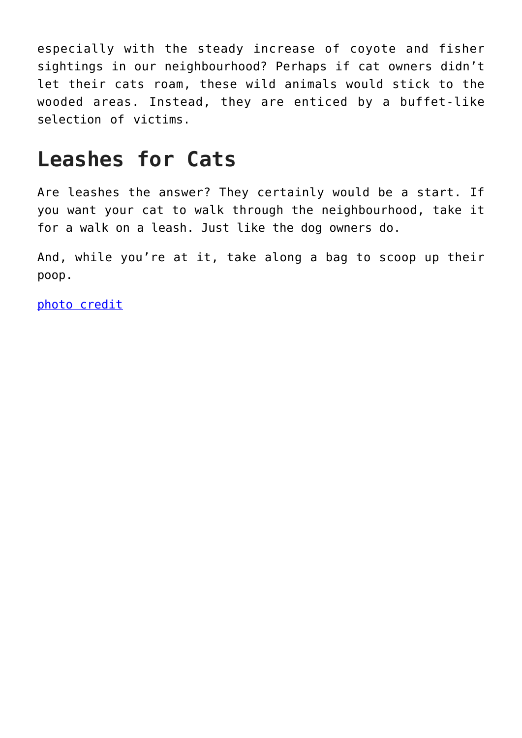especially with the steady increase of coyote and fisher sightings in our neighbourhood? Perhaps if cat owners didn't let their cats roam, these wild animals would stick to the wooded areas. Instead, they are enticed by a buffet-like selection of victims.

## Leashes for Cats

Are leashes the answer? They certainly would be a start. If you want your cat to walk through the neighbourhood, take it for a walk on a leash. Just like the dog owners do.

And, while you're at it, take along a bag to scoop up their poop.

photo credit